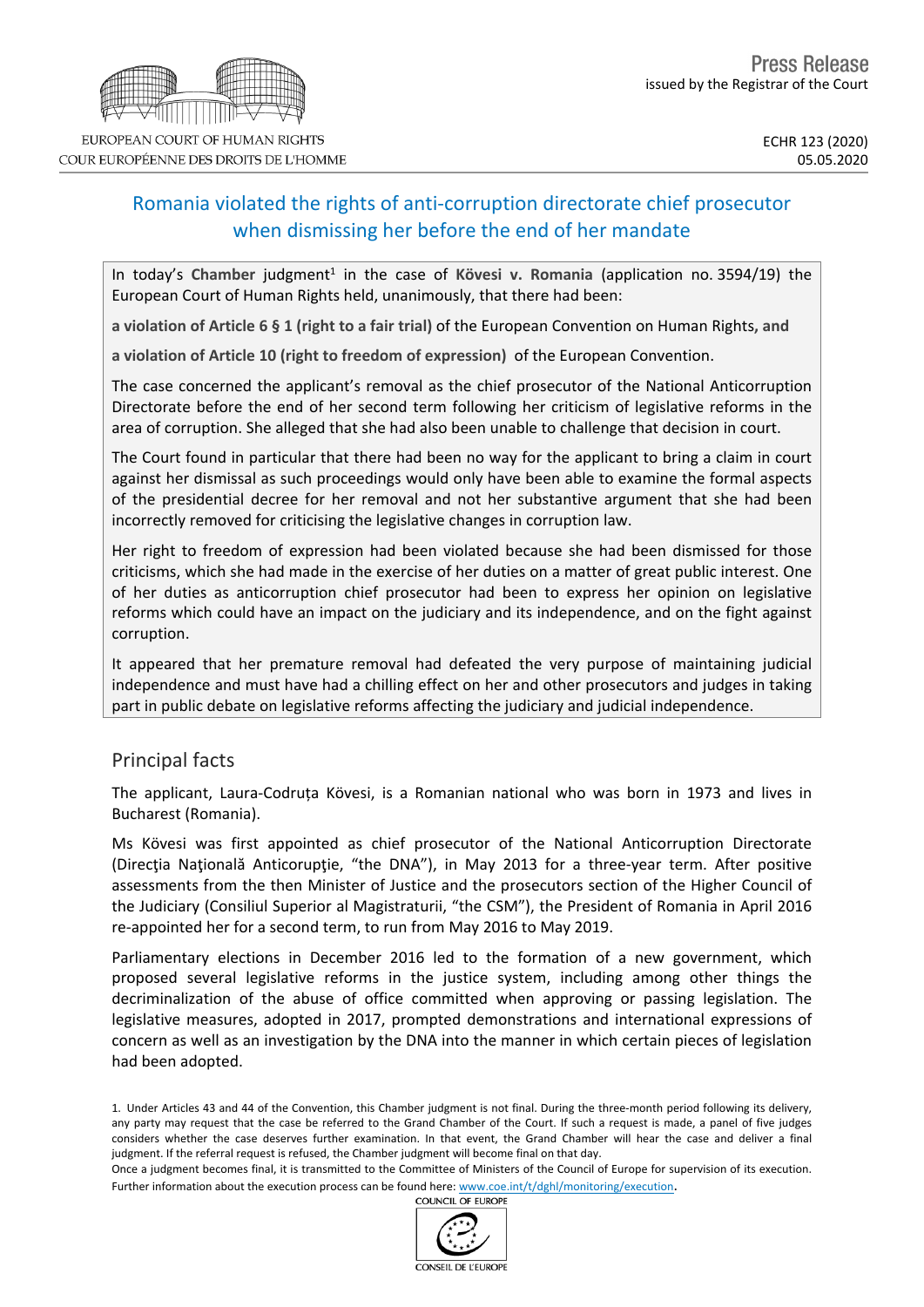EUROPEAN COURT OF HUMAN RIGHTS
COUR EUROPÉENNE DES DROITS DE L'HOMME

Press Release
issued by the Registrar of the Court

ECHR 123 (2020)
05.05.2020

# Romania violated the rights of anti-corruption directorate chief prosecutor when dismissing her before the end of her mandate

In today's **Chamber** judgment[1] in the case of **Kövesi v. Romania** (application no. 3594/19) the European Court of Human Rights held, unanimously, that there had been:

**a violation of Article 6 § 1 (right to a fair trial)** of the European Convention on Human Rights**, and**

**a violation of Article 10 (right to freedom of expression)** of the European Convention.

The case concerned the applicant's removal as the chief prosecutor of the National Anticorruption Directorate before the end of her second term following her criticism of legislative reforms in the area of corruption. She alleged that she had also been unable to challenge that decision in court.

The Court found in particular that there had been no way for the applicant to bring a claim in court against her dismissal as such proceedings would only have been able to examine the formal aspects of the presidential decree for her removal and not her substantive argument that she had been incorrectly removed for criticising the legislative changes in corruption law.

Her right to freedom of expression had been violated because she had been dismissed for those criticisms, which she had made in the exercise of her duties on a matter of great public interest. One of her duties as anticorruption chief prosecutor had been to express her opinion on legislative reforms which could have an impact on the judiciary and its independence, and on the fight against corruption.

It appeared that her premature removal had defeated the very purpose of maintaining judicial independence and must have had a chilling effect on her and other prosecutors and judges in taking part in public debate on legislative reforms affecting the judiciary and judicial independence.

## Principal facts

The applicant, Laura-Codruța Kövesi, is a Romanian national who was born in 1973 and lives in Bucharest (Romania).

Ms Kövesi was first appointed as chief prosecutor of the National Anticorruption Directorate (Direcţia Naţională Anticorupţie, "the DNA"), in May 2013 for a three-year term. After positive assessments from the then Minister of Justice and the prosecutors section of the Higher Council of the Judiciary (Consiliul Superior al Magistraturii, "the CSM"), the President of Romania in April 2016 re-appointed her for a second term, to run from May 2016 to May 2019.

Parliamentary elections in December 2016 led to the formation of a new government, which proposed several legislative reforms in the justice system, including among other things the decriminalization of the abuse of office committed when approving or passing legislation. The legislative measures, adopted in 2017, prompted demonstrations and international expressions of concern as well as an investigation by the DNA into the manner in which certain pieces of legislation had been adopted.

1. Under Articles 43 and 44 of the Convention, this Chamber judgment is not final. During the three-month period following its delivery, any party may request that the case be referred to the Grand Chamber of the Court. If such a request is made, a panel of five judges considers whether the case deserves further examination. In that event, the Grand Chamber will hear the case and deliver a final judgment. If the referral request is refused, the Chamber judgment will become final on that day.
Once a judgment becomes final, it is transmitted to the Committee of Ministers of the Council of Europe for supervision of its execution. Further information about the execution process can be found here: www.coe.int/t/dghl/monitoring/execution.

COUNCIL OF EUROPE
CONSEIL DE L'EUROPE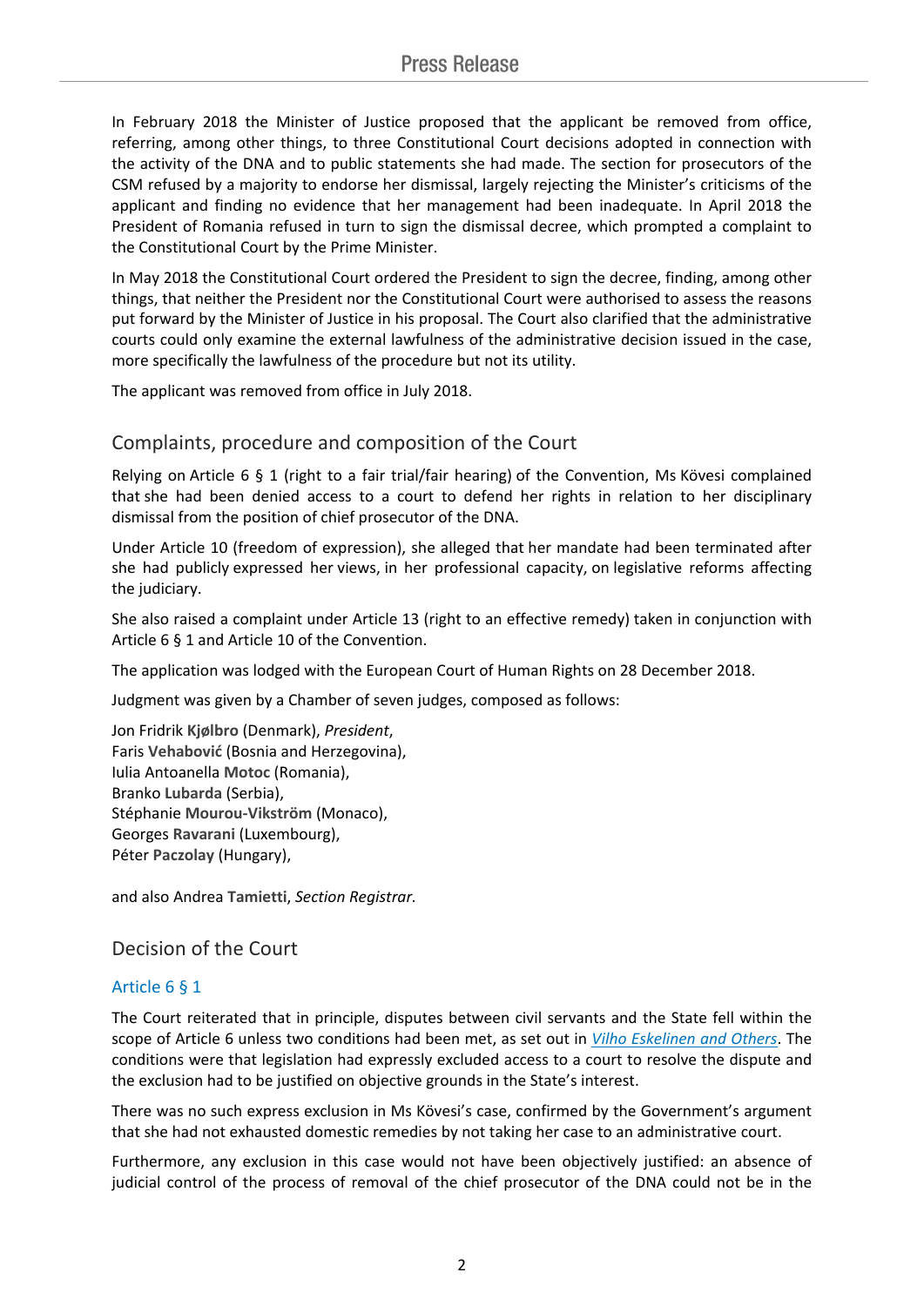In February 2018 the Minister of Justice proposed that the applicant be removed from office, referring, among other things, to three Constitutional Court decisions adopted in connection with the activity of the DNA and to public statements she had made. The section for prosecutors of the CSM refused by a majority to endorse her dismissal, largely rejecting the Minister's criticisms of the applicant and finding no evidence that her management had been inadequate. In April 2018 the President of Romania refused in turn to sign the dismissal decree, which prompted a complaint to the Constitutional Court by the Prime Minister.

In May 2018 the Constitutional Court ordered the President to sign the decree, finding, among other things, that neither the President nor the Constitutional Court were authorised to assess the reasons put forward by the Minister of Justice in his proposal. The Court also clarified that the administrative courts could only examine the external lawfulness of the administrative decision issued in the case, more specifically the lawfulness of the procedure but not its utility.

The applicant was removed from office in July 2018.

## Complaints, procedure and composition of the Court

Relying on Article 6 § 1 (right to a fair trial/fair hearing) of the Convention, Ms Kövesi complained that she had been denied access to a court to defend her rights in relation to her disciplinary dismissal from the position of chief prosecutor of the DNA.

Under Article 10 (freedom of expression), she alleged that her mandate had been terminated after she had publicly expressed her views, in her professional capacity, on legislative reforms affecting the judiciary.

She also raised a complaint under Article 13 (right to an effective remedy) taken in conjunction with Article 6 § 1 and Article 10 of the Convention.

The application was lodged with the European Court of Human Rights on 28 December 2018.

Judgment was given by a Chamber of seven judges, composed as follows:

Jon Fridrik **Kjølbro** (Denmark), *President*,
Faris **Vehabović** (Bosnia and Herzegovina),
Iulia Antoanella **Motoc** (Romania),
Branko **Lubarda** (Serbia),
Stéphanie **Mourou-Vikström** (Monaco),
Georges **Ravarani** (Luxembourg),
Péter **Paczolay** (Hungary),

and also Andrea **Tamietti**, *Section Registrar*.

## Decision of the Court

### Article 6 § 1

The Court reiterated that in principle, disputes between civil servants and the State fell within the scope of Article 6 unless two conditions had been met, as set out in *Vilho Eskelinen and Others*. The conditions were that legislation had expressly excluded access to a court to resolve the dispute and the exclusion had to be justified on objective grounds in the State's interest.

There was no such express exclusion in Ms Kövesi's case, confirmed by the Government's argument that she had not exhausted domestic remedies by not taking her case to an administrative court.

Furthermore, any exclusion in this case would not have been objectively justified: an absence of judicial control of the process of removal of the chief prosecutor of the DNA could not be in the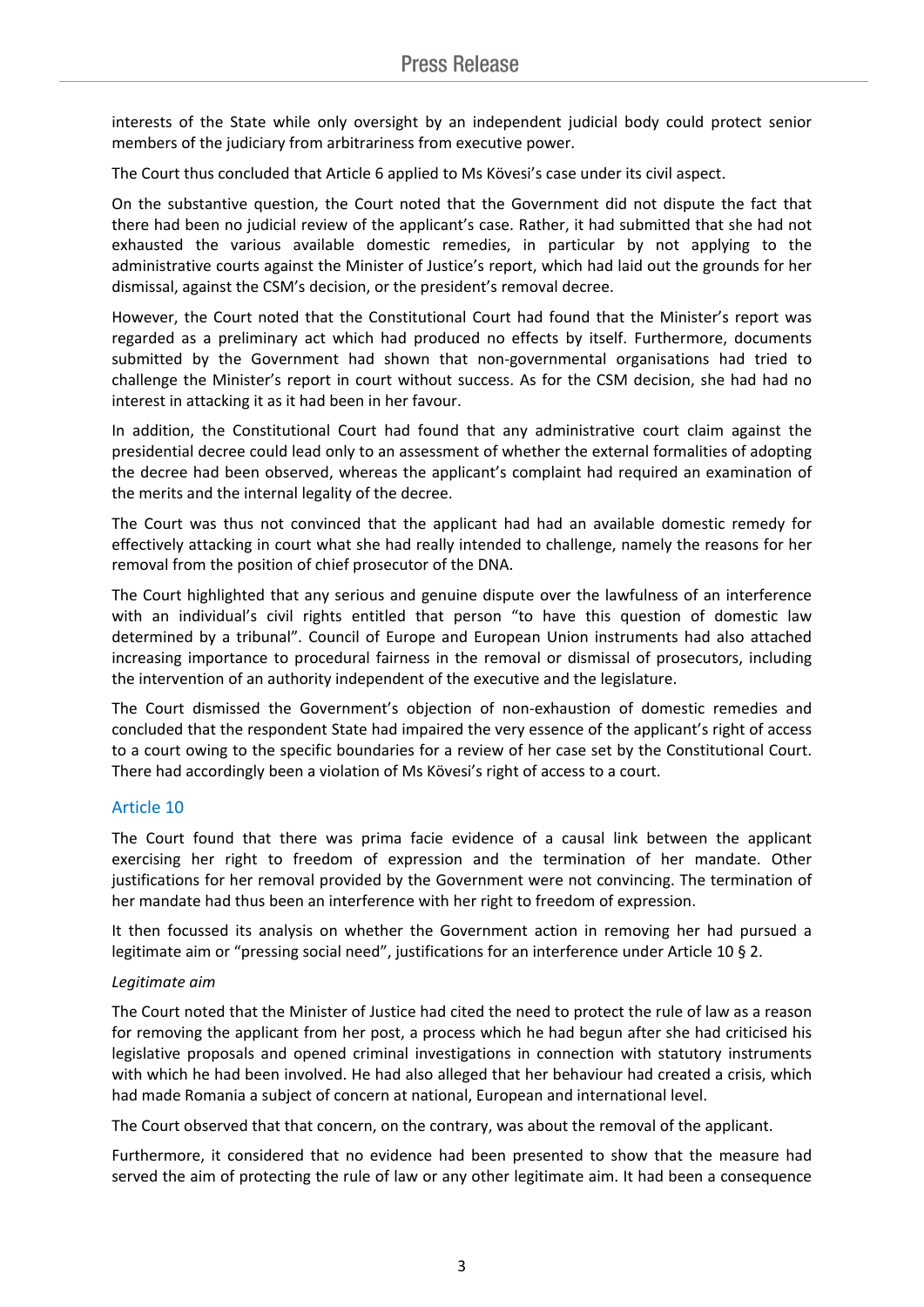interests of the State while only oversight by an independent judicial body could protect senior members of the judiciary from arbitrariness from executive power.

The Court thus concluded that Article 6 applied to Ms Kövesi's case under its civil aspect.

On the substantive question, the Court noted that the Government did not dispute the fact that there had been no judicial review of the applicant's case. Rather, it had submitted that she had not exhausted the various available domestic remedies, in particular by not applying to the administrative courts against the Minister of Justice's report, which had laid out the grounds for her dismissal, against the CSM's decision, or the president's removal decree.

However, the Court noted that the Constitutional Court had found that the Minister's report was regarded as a preliminary act which had produced no effects by itself. Furthermore, documents submitted by the Government had shown that non-governmental organisations had tried to challenge the Minister's report in court without success. As for the CSM decision, she had had no interest in attacking it as it had been in her favour.

In addition, the Constitutional Court had found that any administrative court claim against the presidential decree could lead only to an assessment of whether the external formalities of adopting the decree had been observed, whereas the applicant's complaint had required an examination of the merits and the internal legality of the decree.

The Court was thus not convinced that the applicant had had an available domestic remedy for effectively attacking in court what she had really intended to challenge, namely the reasons for her removal from the position of chief prosecutor of the DNA.

The Court highlighted that any serious and genuine dispute over the lawfulness of an interference with an individual's civil rights entitled that person "to have this question of domestic law determined by a tribunal". Council of Europe and European Union instruments had also attached increasing importance to procedural fairness in the removal or dismissal of prosecutors, including the intervention of an authority independent of the executive and the legislature.

The Court dismissed the Government's objection of non-exhaustion of domestic remedies and concluded that the respondent State had impaired the very essence of the applicant's right of access to a court owing to the specific boundaries for a review of her case set by the Constitutional Court. There had accordingly been a violation of Ms Kövesi's right of access to a court.

## Article 10

The Court found that there was prima facie evidence of a causal link between the applicant exercising her right to freedom of expression and the termination of her mandate. Other justifications for her removal provided by the Government were not convincing. The termination of her mandate had thus been an interference with her right to freedom of expression.

It then focussed its analysis on whether the Government action in removing her had pursued a legitimate aim or "pressing social need", justifications for an interference under Article 10 § 2.

*Legitimate aim*

The Court noted that the Minister of Justice had cited the need to protect the rule of law as a reason for removing the applicant from her post, a process which he had begun after she had criticised his legislative proposals and opened criminal investigations in connection with statutory instruments with which he had been involved. He had also alleged that her behaviour had created a crisis, which had made Romania a subject of concern at national, European and international level.

The Court observed that that concern, on the contrary, was about the removal of the applicant.

Furthermore, it considered that no evidence had been presented to show that the measure had served the aim of protecting the rule of law or any other legitimate aim. It had been a consequence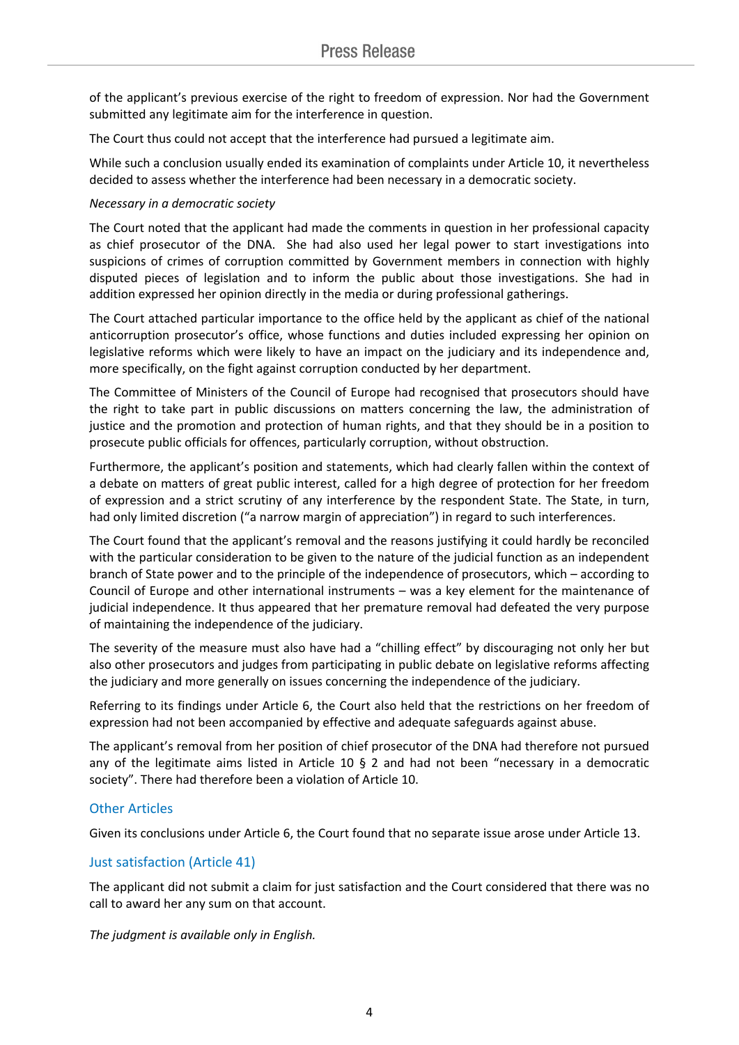of the applicant's previous exercise of the right to freedom of expression. Nor had the Government submitted any legitimate aim for the interference in question.

The Court thus could not accept that the interference had pursued a legitimate aim.

While such a conclusion usually ended its examination of complaints under Article 10, it nevertheless decided to assess whether the interference had been necessary in a democratic society.

*Necessary in a democratic society*

The Court noted that the applicant had made the comments in question in her professional capacity as chief prosecutor of the DNA. She had also used her legal power to start investigations into suspicions of crimes of corruption committed by Government members in connection with highly disputed pieces of legislation and to inform the public about those investigations. She had in addition expressed her opinion directly in the media or during professional gatherings.

The Court attached particular importance to the office held by the applicant as chief of the national anticorruption prosecutor's office, whose functions and duties included expressing her opinion on legislative reforms which were likely to have an impact on the judiciary and its independence and, more specifically, on the fight against corruption conducted by her department.

The Committee of Ministers of the Council of Europe had recognised that prosecutors should have the right to take part in public discussions on matters concerning the law, the administration of justice and the promotion and protection of human rights, and that they should be in a position to prosecute public officials for offences, particularly corruption, without obstruction.

Furthermore, the applicant's position and statements, which had clearly fallen within the context of a debate on matters of great public interest, called for a high degree of protection for her freedom of expression and a strict scrutiny of any interference by the respondent State. The State, in turn, had only limited discretion ("a narrow margin of appreciation") in regard to such interferences.

The Court found that the applicant's removal and the reasons justifying it could hardly be reconciled with the particular consideration to be given to the nature of the judicial function as an independent branch of State power and to the principle of the independence of prosecutors, which – according to Council of Europe and other international instruments – was a key element for the maintenance of judicial independence. It thus appeared that her premature removal had defeated the very purpose of maintaining the independence of the judiciary.

The severity of the measure must also have had a "chilling effect" by discouraging not only her but also other prosecutors and judges from participating in public debate on legislative reforms affecting the judiciary and more generally on issues concerning the independence of the judiciary.

Referring to its findings under Article 6, the Court also held that the restrictions on her freedom of expression had not been accompanied by effective and adequate safeguards against abuse.

The applicant's removal from her position of chief prosecutor of the DNA had therefore not pursued any of the legitimate aims listed in Article 10 § 2 and had not been "necessary in a democratic society". There had therefore been a violation of Article 10.

## Other Articles

Given its conclusions under Article 6, the Court found that no separate issue arose under Article 13.

## Just satisfaction (Article 41)

The applicant did not submit a claim for just satisfaction and the Court considered that there was no call to award her any sum on that account.

*The judgment is available only in English.*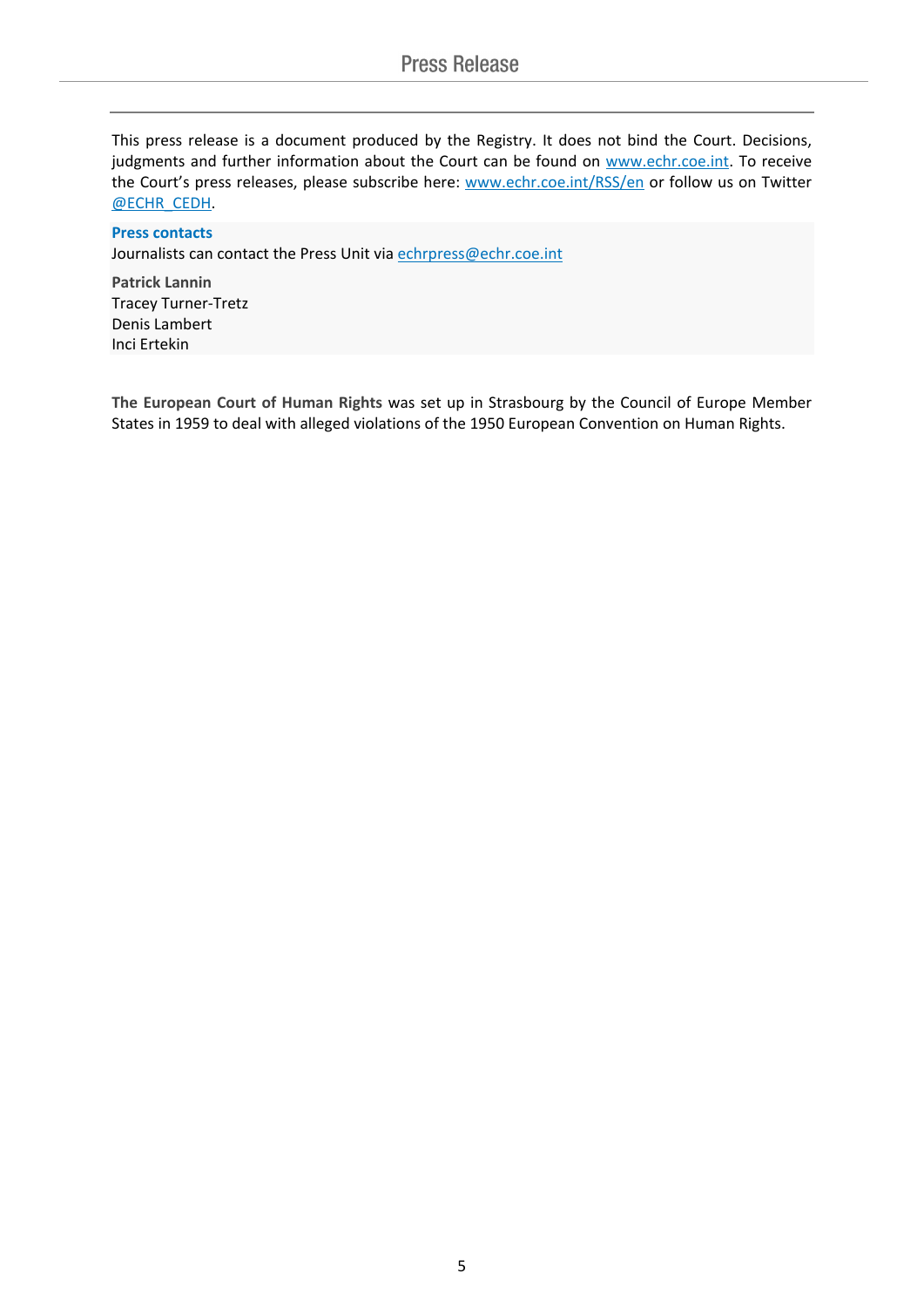This press release is a document produced by the Registry. It does not bind the Court. Decisions, judgments and further information about the Court can be found on www.echr.coe.int. To receive the Court's press releases, please subscribe here: www.echr.coe.int/RSS/en or follow us on Twitter @ECHR_CEDH.

**Press contacts**

Journalists can contact the Press Unit via echrpress@echr.coe.int

**Patrick Lannin**
Tracey Turner-Tretz
Denis Lambert
Inci Ertekin

**The European Court of Human Rights** was set up in Strasbourg by the Council of Europe Member States in 1959 to deal with alleged violations of the 1950 European Convention on Human Rights.